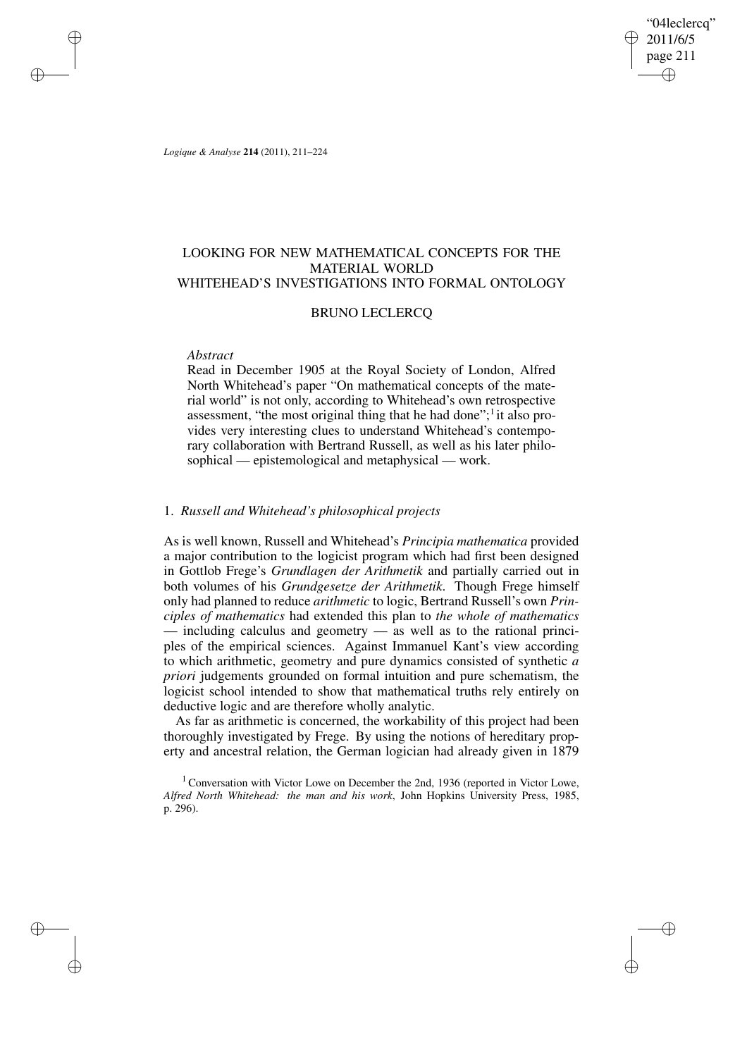# LOOKING FOR NEW MATHEMATICAL CONCEPTS FOR THE MATERIAL WORLD
# WHITEHEAD'S INVESTIGATIONS INTO FORMAL ONTOLOGY

BRUNO LECLERCQ

*Abstract*

Read in December 1905 at the Royal Society of London, Alfred North Whitehead's paper "On mathematical concepts of the material world" is not only, according to Whitehead's own retrospective assessment, "the most original thing that he had done";[1] it also provides very interesting clues to understand Whitehead's contemporary collaboration with Bertrand Russell, as well as his later philosophical — epistemological and metaphysical — work.

## 1. *Russell and Whitehead's philosophical projects*

As is well known, Russell and Whitehead's *Principia mathematica* provided a major contribution to the logicist program which had first been designed in Gottlob Frege's *Grundlagen der Arithmetik* and partially carried out in both volumes of his *Grundgesetze der Arithmetik*. Though Frege himself only had planned to reduce *arithmetic* to logic, Bertrand Russell's own *Principles of mathematics* had extended this plan to *the whole of mathematics* — including calculus and geometry — as well as to the rational principles of the empirical sciences. Against Immanuel Kant's view according to which arithmetic, geometry and pure dynamics consisted of synthetic *a priori* judgements grounded on formal intuition and pure schematism, the logicist school intended to show that mathematical truths rely entirely on deductive logic and are therefore wholly analytic.

As far as arithmetic is concerned, the workability of this project had been thoroughly investigated by Frege. By using the notions of hereditary property and ancestral relation, the German logician had already given in 1879

[1] Conversation with Victor Lowe on December the 2nd, 1936 (reported in Victor Lowe, *Alfred North Whitehead: the man and his work*, John Hopkins University Press, 1985, p. 296).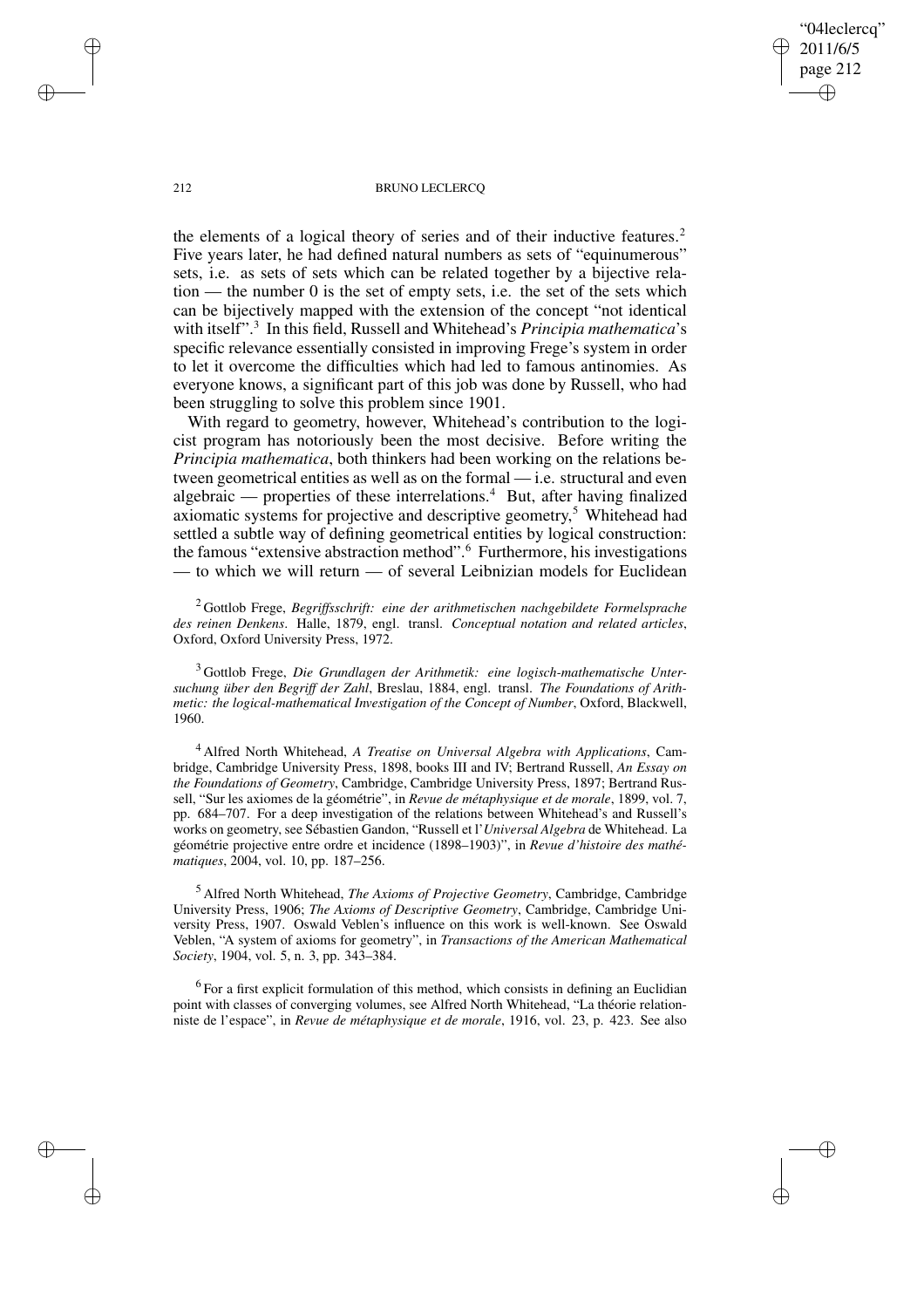the elements of a logical theory of series and of their inductive features.[2] Five years later, he had defined natural numbers as sets of "equinumerous" sets, i.e. as sets of sets which can be related together by a bijective relation — the number 0 is the set of empty sets, i.e. the set of the sets which can be bijectively mapped with the extension of the concept "not identical with itself".[3] In this field, Russell and Whitehead's *Principia mathematica*'s specific relevance essentially consisted in improving Frege's system in order to let it overcome the difficulties which had led to famous antinomies. As everyone knows, a significant part of this job was done by Russell, who had been struggling to solve this problem since 1901.

With regard to geometry, however, Whitehead's contribution to the logicist program has notoriously been the most decisive. Before writing the *Principia mathematica*, both thinkers had been working on the relations between geometrical entities as well as on the formal — i.e. structural and even algebraic — properties of these interrelations.[4] But, after having finalized axiomatic systems for projective and descriptive geometry,[5] Whitehead had settled a subtle way of defining geometrical entities by logical construction: the famous "extensive abstraction method".[6] Furthermore, his investigations — to which we will return — of several Leibnizian models for Euclidean

---

[2] Gottlob Frege, *Begriffsschrift: eine der arithmetischen nachgebildete Formelsprache des reinen Denkens*. Halle, 1879, engl. transl. *Conceptual notation and related articles*, Oxford, Oxford University Press, 1972.

[3] Gottlob Frege, *Die Grundlagen der Arithmetik: eine logisch-mathematische Untersuchung über den Begriff der Zahl*, Breslau, 1884, engl. transl. *The Foundations of Arithmetic: the logical-mathematical Investigation of the Concept of Number*, Oxford, Blackwell, 1960.

[4] Alfred North Whitehead, *A Treatise on Universal Algebra with Applications*, Cambridge, Cambridge University Press, 1898, books III and IV; Bertrand Russell, *An Essay on the Foundations of Geometry*, Cambridge, Cambridge University Press, 1897; Bertrand Russell, "Sur les axiomes de la géométrie", in *Revue de métaphysique et de morale*, 1899, vol. 7, pp. 684–707. For a deep investigation of the relations between Whitehead's and Russell's works on geometry, see Sébastien Gandon, "Russell et l'*Universal Algebra* de Whitehead. La géométrie projective entre ordre et incidence (1898–1903)", in *Revue d'histoire des mathématiques*, 2004, vol. 10, pp. 187–256.

[5] Alfred North Whitehead, *The Axioms of Projective Geometry*, Cambridge, Cambridge University Press, 1906; *The Axioms of Descriptive Geometry*, Cambridge, Cambridge University Press, 1907. Oswald Veblen's influence on this work is well-known. See Oswald Veblen, "A system of axioms for geometry", in *Transactions of the American Mathematical Society*, 1904, vol. 5, n. 3, pp. 343–384.

[6] For a first explicit formulation of this method, which consists in defining an Euclidian point with classes of converging volumes, see Alfred North Whitehead, "La théorie relationniste de l'espace", in *Revue de métaphysique et de morale*, 1916, vol. 23, p. 423. See also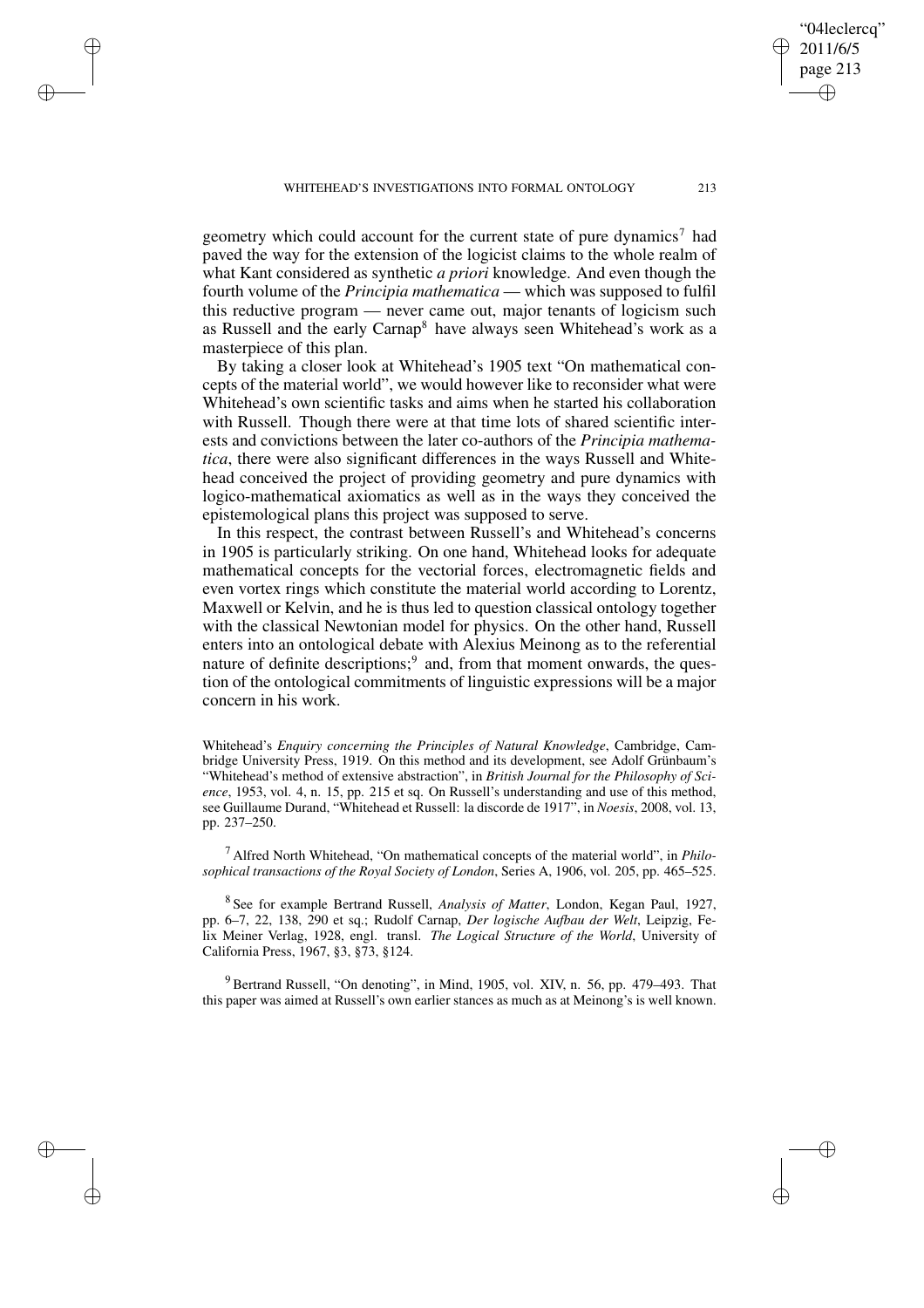geometry which could account for the current state of pure dynamics[7] had paved the way for the extension of the logicist claims to the whole realm of what Kant considered as synthetic *a priori* knowledge. And even though the fourth volume of the *Principia mathematica* — which was supposed to fulfil this reductive program — never came out, major tenants of logicism such as Russell and the early Carnap[8] have always seen Whitehead's work as a masterpiece of this plan.

By taking a closer look at Whitehead's 1905 text "On mathematical concepts of the material world", we would however like to reconsider what were Whitehead's own scientific tasks and aims when he started his collaboration with Russell. Though there were at that time lots of shared scientific interests and convictions between the later co-authors of the *Principia mathematica*, there were also significant differences in the ways Russell and Whitehead conceived the project of providing geometry and pure dynamics with logico-mathematical axiomatics as well as in the ways they conceived the epistemological plans this project was supposed to serve.

In this respect, the contrast between Russell's and Whitehead's concerns in 1905 is particularly striking. On one hand, Whitehead looks for adequate mathematical concepts for the vectorial forces, electromagnetic fields and even vortex rings which constitute the material world according to Lorentz, Maxwell or Kelvin, and he is thus led to question classical ontology together with the classical Newtonian model for physics. On the other hand, Russell enters into an ontological debate with Alexius Meinong as to the referential nature of definite descriptions;[9] and, from that moment onwards, the question of the ontological commitments of linguistic expressions will be a major concern in his work.

Whitehead's *Enquiry concerning the Principles of Natural Knowledge*, Cambridge, Cambridge University Press, 1919. On this method and its development, see Adolf Grünbaum's "Whitehead's method of extensive abstraction", in *British Journal for the Philosophy of Science*, 1953, vol. 4, n. 15, pp. 215 et sq. On Russell's understanding and use of this method, see Guillaume Durand, "Whitehead et Russell: la discorde de 1917", in *Noesis*, 2008, vol. 13, pp. 237–250.

[7] Alfred North Whitehead, "On mathematical concepts of the material world", in *Philosophical transactions of the Royal Society of London*, Series A, 1906, vol. 205, pp. 465–525.

[8] See for example Bertrand Russell, *Analysis of Matter*, London, Kegan Paul, 1927, pp. 6–7, 22, 138, 290 et sq.; Rudolf Carnap, *Der logische Aufbau der Welt*, Leipzig, Felix Meiner Verlag, 1928, engl. transl. *The Logical Structure of the World*, University of California Press, 1967, §3, §73, §124.

[9] Bertrand Russell, "On denoting", in Mind, 1905, vol. XIV, n. 56, pp. 479–493. That this paper was aimed at Russell's own earlier stances as much as at Meinong's is well known.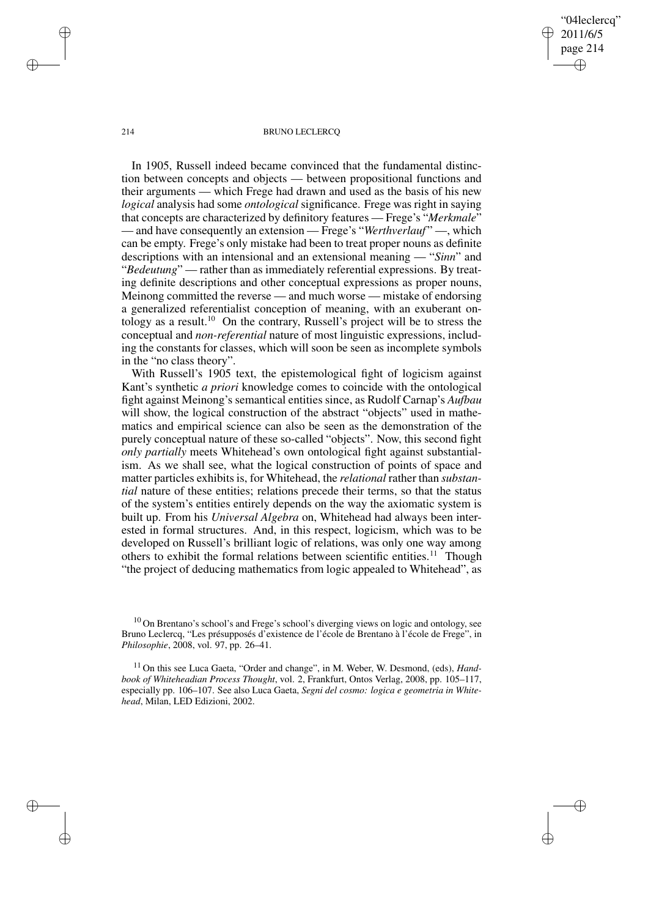In 1905, Russell indeed became convinced that the fundamental distinction between concepts and objects — between propositional functions and their arguments — which Frege had drawn and used as the basis of his new *logical* analysis had some *ontological* significance. Frege was right in saying that concepts are characterized by definitory features — Frege's "*Merkmale*" — and have consequently an extension — Frege's "*Werthverlauf*" —, which can be empty. Frege's only mistake had been to treat proper nouns as definite descriptions with an intensional and an extensional meaning — "*Sinn*" and "*Bedeutung*" — rather than as immediately referential expressions. By treating definite descriptions and other conceptual expressions as proper nouns, Meinong committed the reverse — and much worse — mistake of endorsing a generalized referentialist conception of meaning, with an exuberant ontology as a result.[10] On the contrary, Russell's project will be to stress the conceptual and *non-referential* nature of most linguistic expressions, including the constants for classes, which will soon be seen as incomplete symbols in the "no class theory".

With Russell's 1905 text, the epistemological fight of logicism against Kant's synthetic *a priori* knowledge comes to coincide with the ontological fight against Meinong's semantical entities since, as Rudolf Carnap's *Aufbau* will show, the logical construction of the abstract "objects" used in mathematics and empirical science can also be seen as the demonstration of the purely conceptual nature of these so-called "objects". Now, this second fight *only partially* meets Whitehead's own ontological fight against substantialism. As we shall see, what the logical construction of points of space and matter particles exhibits is, for Whitehead, the *relational* rather than *substantial* nature of these entities; relations precede their terms, so that the status of the system's entities entirely depends on the way the axiomatic system is built up. From his *Universal Algebra* on, Whitehead had always been interested in formal structures. And, in this respect, logicism, which was to be developed on Russell's brilliant logic of relations, was only one way among others to exhibit the formal relations between scientific entities.[11] Though "the project of deducing mathematics from logic appealed to Whitehead", as

---

[10] On Brentano's school's and Frege's school's diverging views on logic and ontology, see Bruno Leclercq, "Les présupposés d'existence de l'école de Brentano à l'école de Frege", in *Philosophie*, 2008, vol. 97, pp. 26–41.

[11] On this see Luca Gaeta, "Order and change", in M. Weber, W. Desmond, (eds), *Handbook of Whiteheadian Process Thought*, vol. 2, Frankfurt, Ontos Verlag, 2008, pp. 105–117, especially pp. 106–107. See also Luca Gaeta, *Segni del cosmo: logica e geometria in Whitehead*, Milan, LED Edizioni, 2002.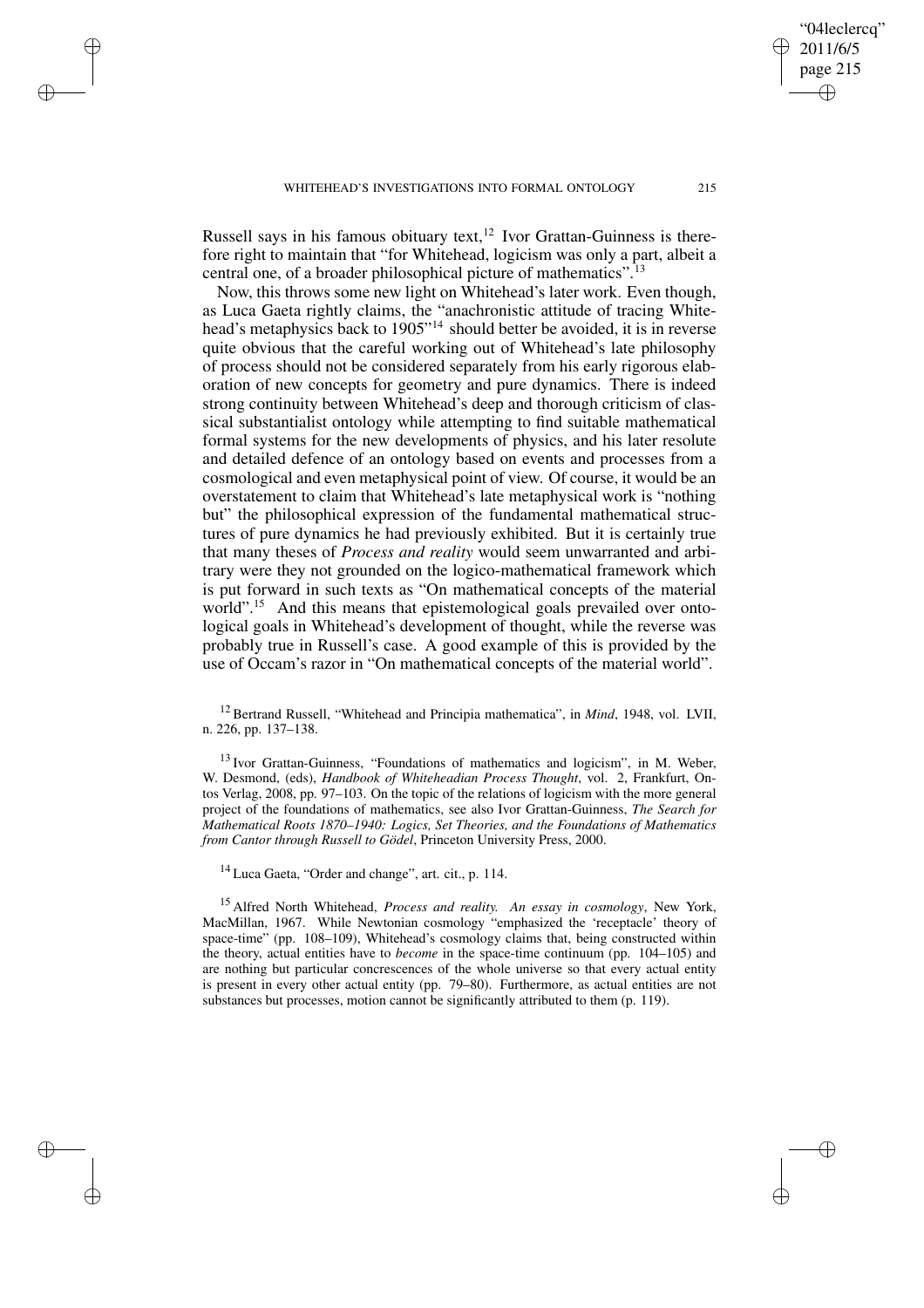Russell says in his famous obituary text,[12] Ivor Grattan-Guinness is therefore right to maintain that "for Whitehead, logicism was only a part, albeit a central one, of a broader philosophical picture of mathematics".[13]

Now, this throws some new light on Whitehead's later work. Even though, as Luca Gaeta rightly claims, the "anachronistic attitude of tracing Whitehead's metaphysics back to 1905"[14] should better be avoided, it is in reverse quite obvious that the careful working out of Whitehead's late philosophy of process should not be considered separately from his early rigorous elaboration of new concepts for geometry and pure dynamics. There is indeed strong continuity between Whitehead's deep and thorough criticism of classical substantialist ontology while attempting to find suitable mathematical formal systems for the new developments of physics, and his later resolute and detailed defence of an ontology based on events and processes from a cosmological and even metaphysical point of view. Of course, it would be an overstatement to claim that Whitehead's late metaphysical work is "nothing but" the philosophical expression of the fundamental mathematical structures of pure dynamics he had previously exhibited. But it is certainly true that many theses of *Process and reality* would seem unwarranted and arbitrary were they not grounded on the logico-mathematical framework which is put forward in such texts as "On mathematical concepts of the material world".[15] And this means that epistemological goals prevailed over ontological goals in Whitehead's development of thought, while the reverse was probably true in Russell's case. A good example of this is provided by the use of Occam's razor in "On mathematical concepts of the material world".

[12] Bertrand Russell, "Whitehead and Principia mathematica", in *Mind*, 1948, vol. LVII, n. 226, pp. 137–138.

[13] Ivor Grattan-Guinness, "Foundations of mathematics and logicism", in M. Weber, W. Desmond, (eds), *Handbook of Whiteheadian Process Thought*, vol. 2, Frankfurt, Ontos Verlag, 2008, pp. 97–103. On the topic of the relations of logicism with the more general project of the foundations of mathematics, see also Ivor Grattan-Guinness, *The Search for Mathematical Roots 1870–1940: Logics, Set Theories, and the Foundations of Mathematics from Cantor through Russell to Gödel*, Princeton University Press, 2000.

[14] Luca Gaeta, "Order and change", art. cit., p. 114.

[15] Alfred North Whitehead, *Process and reality. An essay in cosmology*, New York, MacMillan, 1967. While Newtonian cosmology "emphasized the 'receptacle' theory of space-time" (pp. 108–109), Whitehead's cosmology claims that, being constructed within the theory, actual entities have to *become* in the space-time continuum (pp. 104–105) and are nothing but particular concrescences of the whole universe so that every actual entity is present in every other actual entity (pp. 79–80). Furthermore, as actual entities are not substances but processes, motion cannot be significantly attributed to them (p. 119).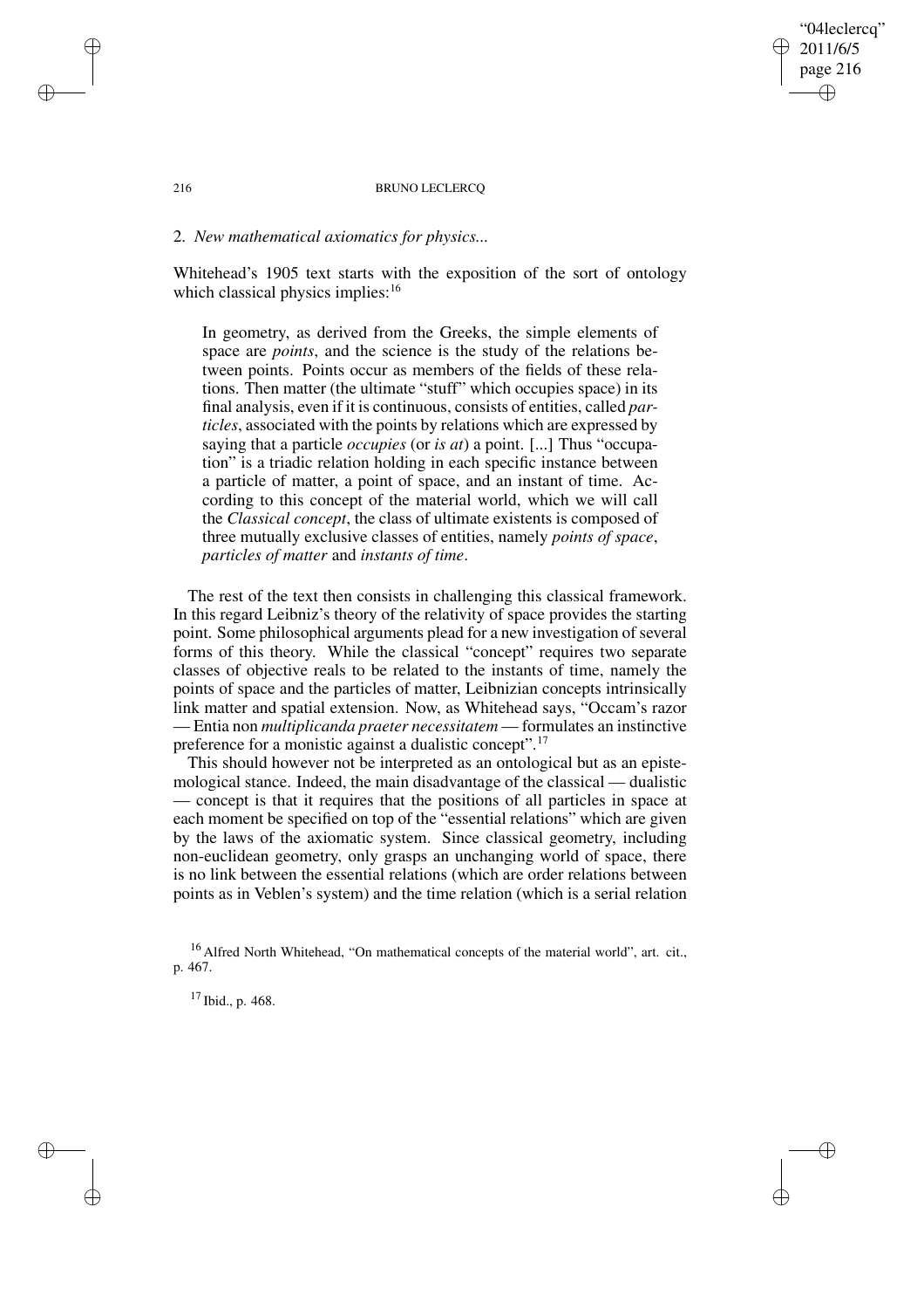## 2. *New mathematical axiomatics for physics...*

Whitehead's 1905 text starts with the exposition of the sort of ontology which classical physics implies:[16]

> In geometry, as derived from the Greeks, the simple elements of space are *points*, and the science is the study of the relations between points. Points occur as members of the fields of these relations. Then matter (the ultimate "stuff" which occupies space) in its final analysis, even if it is continuous, consists of entities, called *particles*, associated with the points by relations which are expressed by saying that a particle *occupies* (or *is at*) a point. [...] Thus "occupation" is a triadic relation holding in each specific instance between a particle of matter, a point of space, and an instant of time. According to this concept of the material world, which we will call the *Classical concept*, the class of ultimate existents is composed of three mutually exclusive classes of entities, namely *points of space*, *particles of matter* and *instants of time*.

The rest of the text then consists in challenging this classical framework. In this regard Leibniz's theory of the relativity of space provides the starting point. Some philosophical arguments plead for a new investigation of several forms of this theory. While the classical "concept" requires two separate classes of objective reals to be related to the instants of time, namely the points of space and the particles of matter, Leibnizian concepts intrinsically link matter and spatial extension. Now, as Whitehead says, "Occam's razor — Entia non *multiplicanda praeter necessitatem* — formulates an instinctive preference for a monistic against a dualistic concept".[17]

This should however not be interpreted as an ontological but as an epistemological stance. Indeed, the main disadvantage of the classical — dualistic — concept is that it requires that the positions of all particles in space at each moment be specified on top of the "essential relations" which are given by the laws of the axiomatic system. Since classical geometry, including non-euclidean geometry, only grasps an unchanging world of space, there is no link between the essential relations (which are order relations between points as in Veblen's system) and the time relation (which is a serial relation

[16] Alfred North Whitehead, "On mathematical concepts of the material world", art. cit., p. 467.

[17] Ibid., p. 468.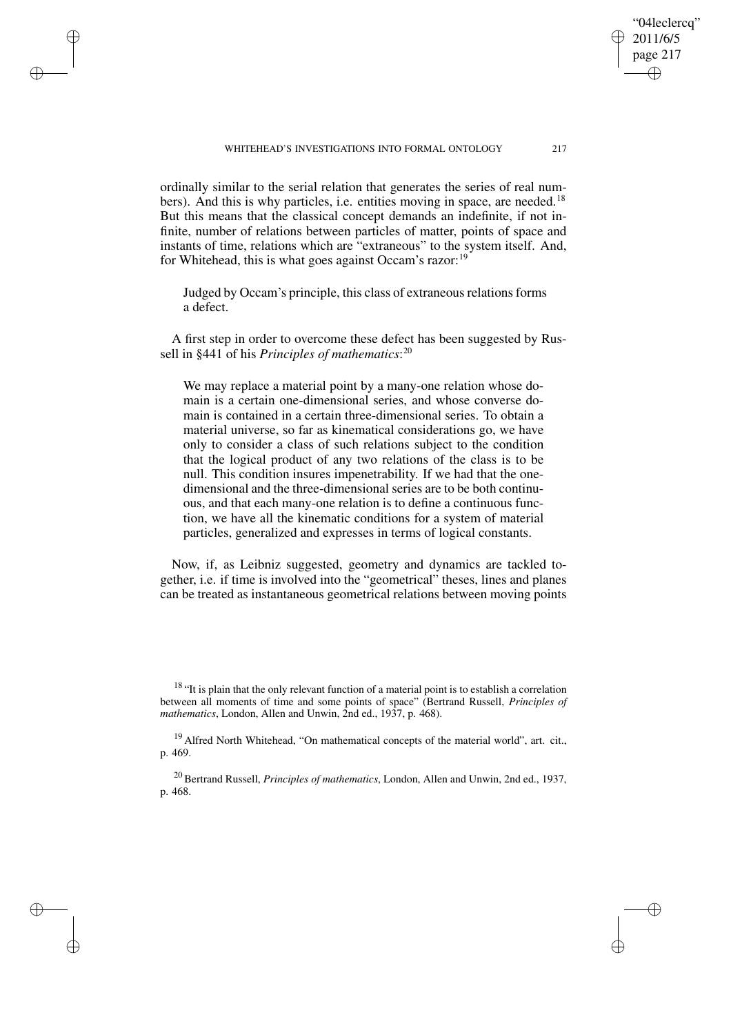ordinally similar to the serial relation that generates the series of real numbers). And this is why particles, i.e. entities moving in space, are needed.[18] But this means that the classical concept demands an indefinite, if not infinite, number of relations between particles of matter, points of space and instants of time, relations which are "extraneous" to the system itself. And, for Whitehead, this is what goes against Occam's razor:[19]

> Judged by Occam's principle, this class of extraneous relations forms a defect.

A first step in order to overcome these defect has been suggested by Russell in §441 of his *Principles of mathematics*:[20]

> We may replace a material point by a many-one relation whose domain is a certain one-dimensional series, and whose converse domain is contained in a certain three-dimensional series. To obtain a material universe, so far as kinematical considerations go, we have only to consider a class of such relations subject to the condition that the logical product of any two relations of the class is to be null. This condition insures impenetrability. If we had that the one-dimensional and the three-dimensional series are to be both continuous, and that each many-one relation is to define a continuous function, we have all the kinematic conditions for a system of material particles, generalized and expresses in terms of logical constants.

Now, if, as Leibniz suggested, geometry and dynamics are tackled together, i.e. if time is involved into the "geometrical" theses, lines and planes can be treated as instantaneous geometrical relations between moving points

---

[18] "It is plain that the only relevant function of a material point is to establish a correlation between all moments of time and some points of space" (Bertrand Russell, *Principles of mathematics*, London, Allen and Unwin, 2nd ed., 1937, p. 468).

[19] Alfred North Whitehead, "On mathematical concepts of the material world", art. cit., p. 469.

[20] Bertrand Russell, *Principles of mathematics*, London, Allen and Unwin, 2nd ed., 1937, p. 468.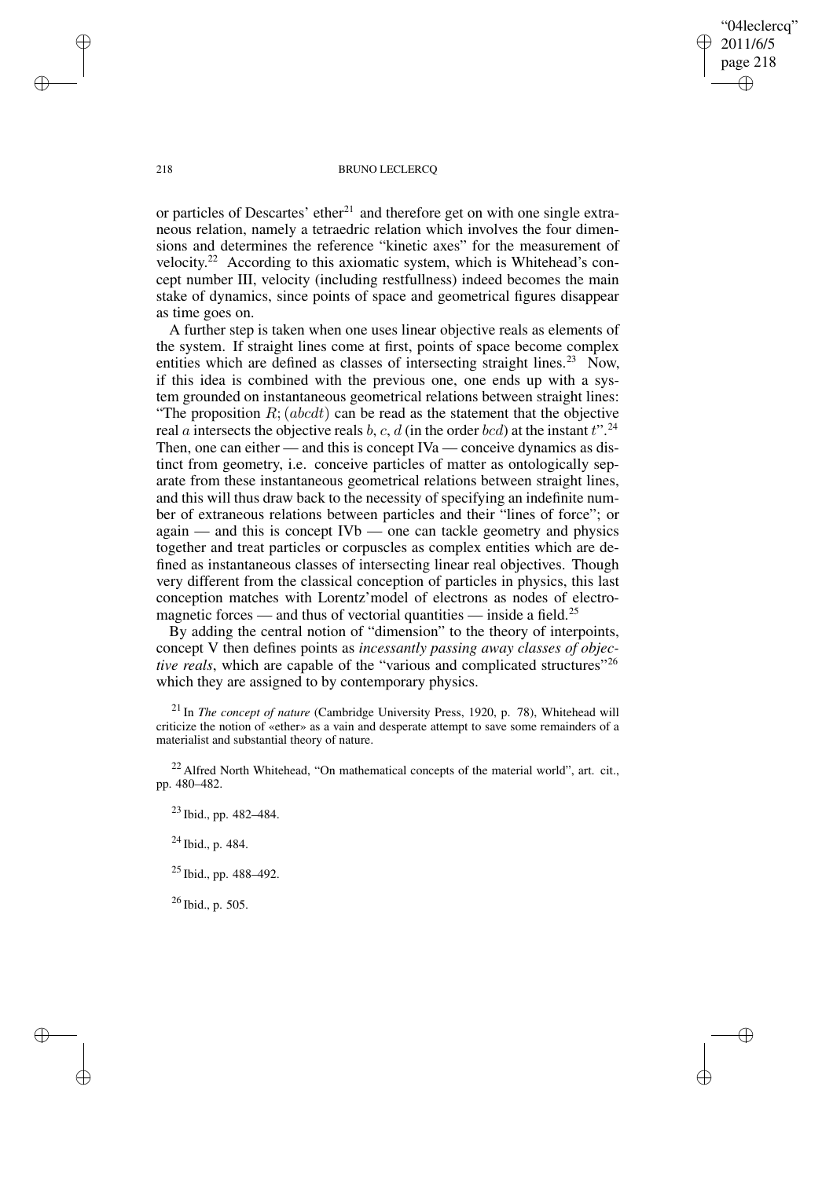or particles of Descartes' ether[21] and therefore get on with one single extraneous relation, namely a tetraedric relation which involves the four dimensions and determines the reference "kinetic axes" for the measurement of velocity.[22] According to this axiomatic system, which is Whitehead's concept number III, velocity (including restfullness) indeed becomes the main stake of dynamics, since points of space and geometrical figures disappear as time goes on.

A further step is taken when one uses linear objective reals as elements of the system. If straight lines come at first, points of space become complex entities which are defined as classes of intersecting straight lines.[23] Now, if this idea is combined with the previous one, one ends up with a system grounded on instantaneous geometrical relations between straight lines: "The proposition $R;(abcdt)$ can be read as the statement that the objective real $a$ intersects the objective reals $b$, $c$, $d$ (in the order $bcd$) at the instant $t$".[24] Then, one can either — and this is concept IVa — conceive dynamics as distinct from geometry, i.e. conceive particles of matter as ontologically separate from these instantaneous geometrical relations between straight lines, and this will thus draw back to the necessity of specifying an indefinite number of extraneous relations between particles and their "lines of force"; or again — and this is concept IVb — one can tackle geometry and physics together and treat particles or corpuscles as complex entities which are defined as instantaneous classes of intersecting linear real objectives. Though very different from the classical conception of particles in physics, this last conception matches with Lorentz'model of electrons as nodes of electromagnetic forces — and thus of vectorial quantities — inside a field.[25]

By adding the central notion of "dimension" to the theory of interpoints, concept V then defines points as *incessantly passing away classes of objective reals*, which are capable of the "various and complicated structures"[26] which they are assigned to by contemporary physics.

[21] In *The concept of nature* (Cambridge University Press, 1920, p. 78), Whitehead will criticize the notion of «ether» as a vain and desperate attempt to save some remainders of a materialist and substantial theory of nature.

[22] Alfred North Whitehead, "On mathematical concepts of the material world", art. cit., pp. 480–482.

[23] Ibid., pp. 482–484.

[24] Ibid., p. 484.

[25] Ibid., pp. 488–492.

[26] Ibid., p. 505.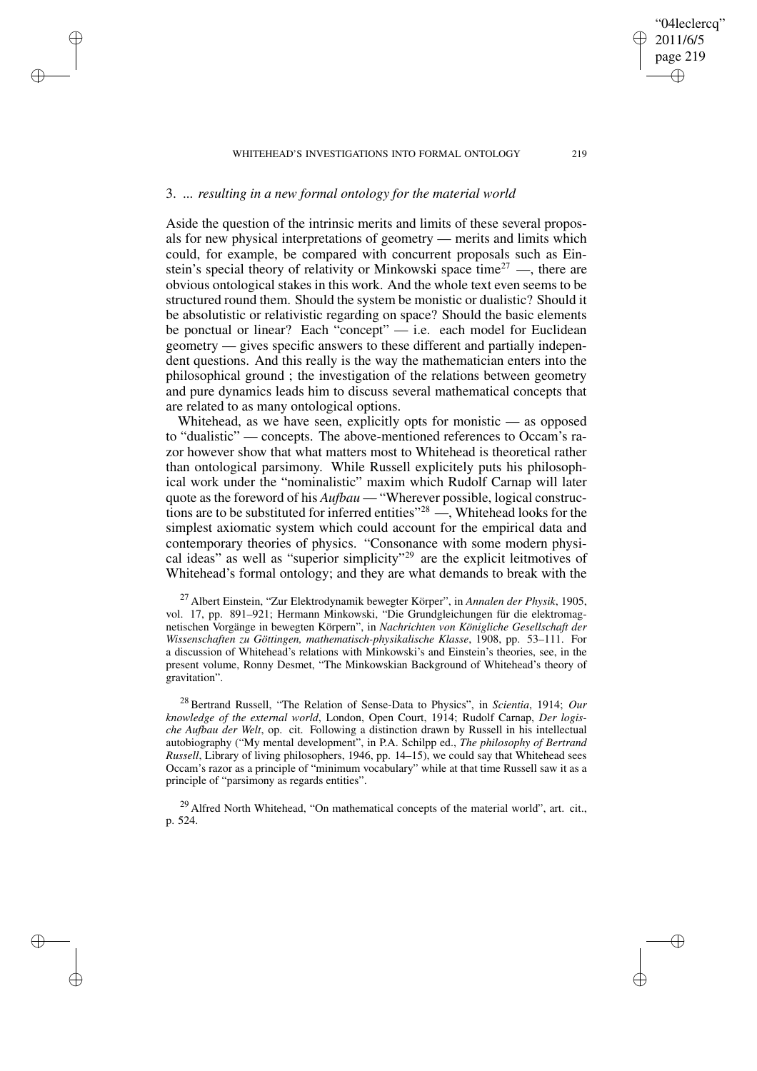## 3. *... resulting in a new formal ontology for the material world*

Aside the question of the intrinsic merits and limits of these several proposals for new physical interpretations of geometry — merits and limits which could, for example, be compared with concurrent proposals such as Einstein's special theory of relativity or Minkowski space time[27] —, there are obvious ontological stakes in this work. And the whole text even seems to be structured round them. Should the system be monistic or dualistic? Should it be absolutistic or relativistic regarding on space? Should the basic elements be ponctual or linear? Each "concept" — i.e. each model for Euclidean geometry — gives specific answers to these different and partially independent questions. And this really is the way the mathematician enters into the philosophical ground ; the investigation of the relations between geometry and pure dynamics leads him to discuss several mathematical concepts that are related to as many ontological options.

Whitehead, as we have seen, explicitly opts for monistic — as opposed to "dualistic" — concepts. The above-mentioned references to Occam's razor however show that what matters most to Whitehead is theoretical rather than ontological parsimony. While Russell explicitely puts his philosophical work under the "nominalistic" maxim which Rudolf Carnap will later quote as the foreword of his *Aufbau* — "Wherever possible, logical constructions are to be substituted for inferred entities"[28] —, Whitehead looks for the simplest axiomatic system which could account for the empirical data and contemporary theories of physics. "Consonance with some modern physical ideas" as well as "superior simplicity"[29] are the explicit leitmotives of Whitehead's formal ontology; and they are what demands to break with the

[27] Albert Einstein, "Zur Elektrodynamik bewegter Körper", in *Annalen der Physik*, 1905, vol. 17, pp. 891–921; Hermann Minkowski, "Die Grundgleichungen für die elektromagnetischen Vorgänge in bewegten Körpern", in *Nachrichten von Königliche Gesellschaft der Wissenschaften zu Göttingen, mathematisch-physikalische Klasse*, 1908, pp. 53–111. For a discussion of Whitehead's relations with Minkowski's and Einstein's theories, see, in the present volume, Ronny Desmet, "The Minkowskian Background of Whitehead's theory of gravitation".

[28] Bertrand Russell, "The Relation of Sense-Data to Physics", in *Scientia*, 1914; *Our knowledge of the external world*, London, Open Court, 1914; Rudolf Carnap, *Der logische Aufbau der Welt*, op. cit. Following a distinction drawn by Russell in his intellectual autobiography ("My mental development", in P.A. Schilpp ed., *The philosophy of Bertrand Russell*, Library of living philosophers, 1946, pp. 14–15), we could say that Whitehead sees Occam's razor as a principle of "minimum vocabulary" while at that time Russell saw it as a principle of "parsimony as regards entities".

[29] Alfred North Whitehead, "On mathematical concepts of the material world", art. cit., p. 524.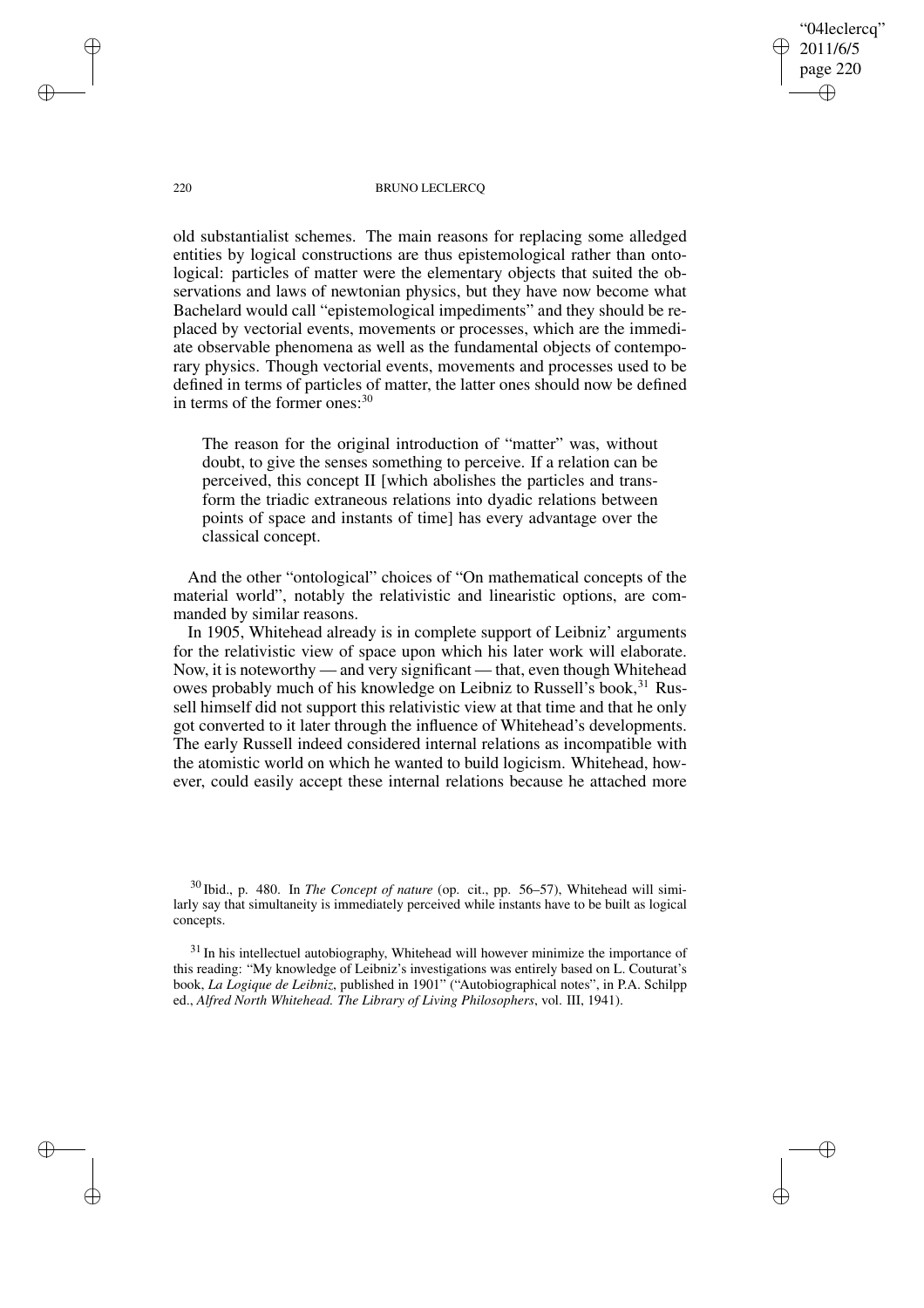old substantialist schemes. The main reasons for replacing some alledged entities by logical constructions are thus epistemological rather than ontological: particles of matter were the elementary objects that suited the observations and laws of newtonian physics, but they have now become what Bachelard would call "epistemological impediments" and they should be replaced by vectorial events, movements or processes, which are the immediate observable phenomena as well as the fundamental objects of contemporary physics. Though vectorial events, movements and processes used to be defined in terms of particles of matter, the latter ones should now be defined in terms of the former ones:[30]

> The reason for the original introduction of "matter" was, without doubt, to give the senses something to perceive. If a relation can be perceived, this concept II [which abolishes the particles and transform the triadic extraneous relations into dyadic relations between points of space and instants of time] has every advantage over the classical concept.

And the other "ontological" choices of "On mathematical concepts of the material world", notably the relativistic and linearistic options, are commanded by similar reasons.

In 1905, Whitehead already is in complete support of Leibniz' arguments for the relativistic view of space upon which his later work will elaborate. Now, it is noteworthy — and very significant — that, even though Whitehead owes probably much of his knowledge on Leibniz to Russell's book,[31] Russell himself did not support this relativistic view at that time and that he only got converted to it later through the influence of Whitehead's developments. The early Russell indeed considered internal relations as incompatible with the atomistic world on which he wanted to build logicism. Whitehead, however, could easily accept these internal relations because he attached more

---

[30] Ibid., p. 480. In *The Concept of nature* (op. cit., pp. 56–57), Whitehead will similarly say that simultaneity is immediately perceived while instants have to be built as logical concepts.

[31] In his intellectuel autobiography, Whitehead will however minimize the importance of this reading: "My knowledge of Leibniz's investigations was entirely based on L. Couturat's book, *La Logique de Leibniz*, published in 1901" ("Autobiographical notes", in P.A. Schilpp ed., *Alfred North Whitehead. The Library of Living Philosophers*, vol. III, 1941).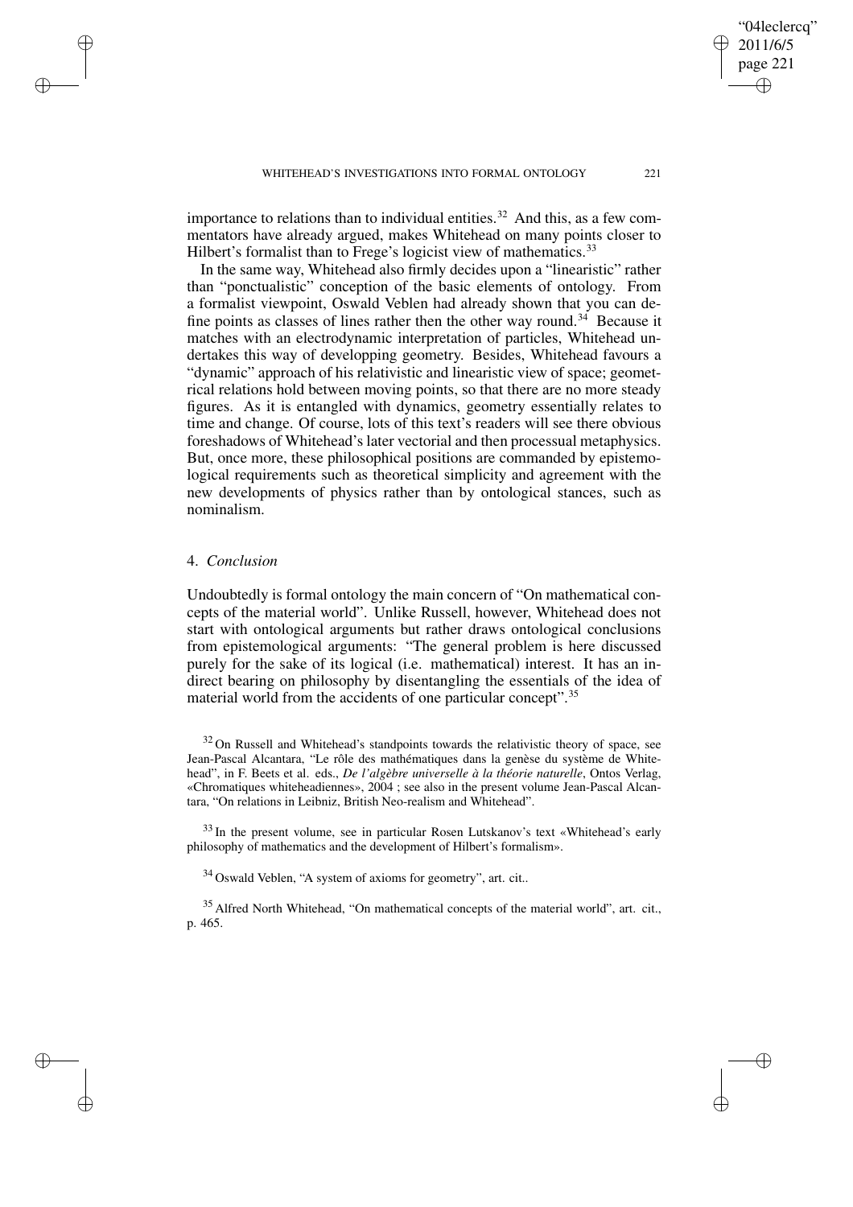importance to relations than to individual entities.[32] And this, as a few commentators have already argued, makes Whitehead on many points closer to Hilbert's formalist than to Frege's logicist view of mathematics.[33]

In the same way, Whitehead also firmly decides upon a "linearistic" rather than "ponctualistic" conception of the basic elements of ontology. From a formalist viewpoint, Oswald Veblen had already shown that you can define points as classes of lines rather then the other way round.[34] Because it matches with an electrodynamic interpretation of particles, Whitehead undertakes this way of developping geometry. Besides, Whitehead favours a "dynamic" approach of his relativistic and linearistic view of space; geometrical relations hold between moving points, so that there are no more steady figures. As it is entangled with dynamics, geometry essentially relates to time and change. Of course, lots of this text's readers will see there obvious foreshadows of Whitehead's later vectorial and then processual metaphysics. But, once more, these philosophical positions are commanded by epistemological requirements such as theoretical simplicity and agreement with the new developments of physics rather than by ontological stances, such as nominalism.

## 4. *Conclusion*

Undoubtedly is formal ontology the main concern of "On mathematical concepts of the material world". Unlike Russell, however, Whitehead does not start with ontological arguments but rather draws ontological conclusions from epistemological arguments: "The general problem is here discussed purely for the sake of its logical (i.e. mathematical) interest. It has an indirect bearing on philosophy by disentangling the essentials of the idea of material world from the accidents of one particular concept".[35]

---

[32] On Russell and Whitehead's standpoints towards the relativistic theory of space, see Jean-Pascal Alcantara, "Le rôle des mathématiques dans la genèse du système de Whitehead", in F. Beets et al. eds., *De l'algèbre universelle à la théorie naturelle*, Ontos Verlag, «Chromatiques whiteheadiennes», 2004 ; see also in the present volume Jean-Pascal Alcantara, "On relations in Leibniz, British Neo-realism and Whitehead".

[33] In the present volume, see in particular Rosen Lutskanov's text «Whitehead's early philosophy of mathematics and the development of Hilbert's formalism».

[34] Oswald Veblen, "A system of axioms for geometry", art. cit..

[35] Alfred North Whitehead, "On mathematical concepts of the material world", art. cit., p. 465.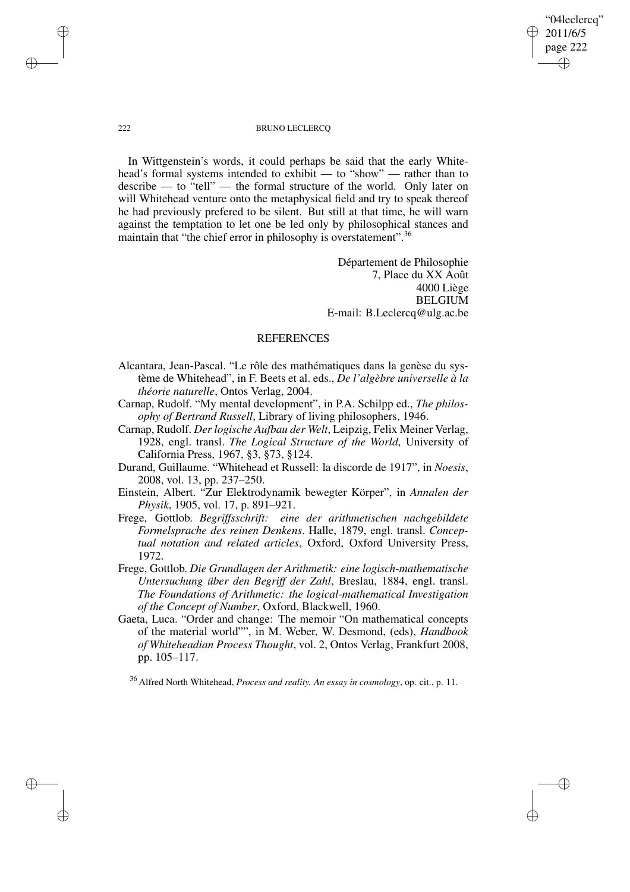In Wittgenstein's words, it could perhaps be said that the early Whitehead's formal systems intended to exhibit — to "show" — rather than to describe — to "tell" — the formal structure of the world. Only later on will Whitehead venture onto the metaphysical field and try to speak thereof he had previously prefered to be silent. But still at that time, he will warn against the temptation to let one be led only by philosophical stances and maintain that "the chief error in philosophy is overstatement".[36]

Département de Philosophie
7, Place du XX Août
4000 Liège
BELGIUM
E-mail: B.Leclercq@ulg.ac.be

## REFERENCES

Alcantara, Jean-Pascal. "Le rôle des mathématiques dans la genèse du système de Whitehead", in F. Beets et al. eds., *De l'algèbre universelle à la théorie naturelle*, Ontos Verlag, 2004.

Carnap, Rudolf. "My mental development", in P.A. Schilpp ed., *The philosophy of Bertrand Russell*, Library of living philosophers, 1946.

Carnap, Rudolf. *Der logische Aufbau der Welt*, Leipzig, Felix Meiner Verlag, 1928, engl. transl. *The Logical Structure of the World*, University of California Press, 1967, §3, §73, §124.

Durand, Guillaume. "Whitehead et Russell: la discorde de 1917", in *Noesis*, 2008, vol. 13, pp. 237–250.

Einstein, Albert. "Zur Elektrodynamik bewegter Körper", in *Annalen der Physik*, 1905, vol. 17, p. 891–921.

Frege, Gottlob. *Begriffsschrift: eine der arithmetischen nachgebildete Formelsprache des reinen Denkens*. Halle, 1879, engl. transl. *Conceptual notation and related articles*, Oxford, Oxford University Press, 1972.

Frege, Gottlob. *Die Grundlagen der Arithmetik: eine logisch-mathematische Untersuchung über den Begriff der Zahl*, Breslau, 1884, engl. transl. *The Foundations of Arithmetic: the logical-mathematical Investigation of the Concept of Number*, Oxford, Blackwell, 1960.

Gaeta, Luca. "Order and change: The memoir "On mathematical concepts of the material world"", in M. Weber, W. Desmond, (eds), *Handbook of Whiteheadian Process Thought*, vol. 2, Ontos Verlag, Frankfurt 2008, pp. 105–117.

[36] Alfred North Whitehead, *Process and reality. An essay in cosmology*, op. cit., p. 11.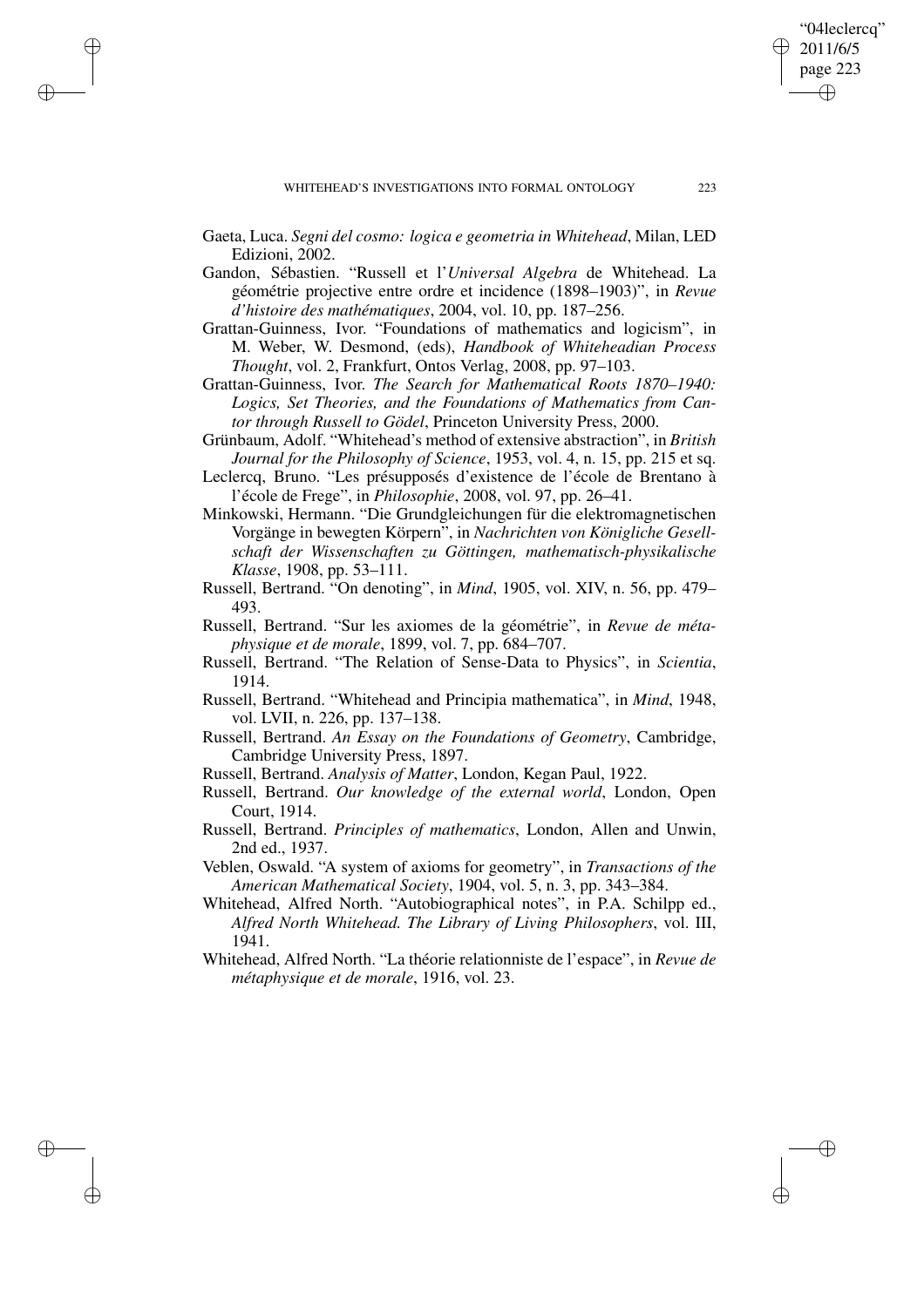Gaeta, Luca. *Segni del cosmo: logica e geometria in Whitehead*, Milan, LED Edizioni, 2002.

Gandon, Sébastien. "Russell et l'*Universal Algebra* de Whitehead. La géométrie projective entre ordre et incidence (1898–1903)", in *Revue d'histoire des mathématiques*, 2004, vol. 10, pp. 187–256.

Grattan-Guinness, Ivor. "Foundations of mathematics and logicism", in M. Weber, W. Desmond, (eds), *Handbook of Whiteheadian Process Thought*, vol. 2, Frankfurt, Ontos Verlag, 2008, pp. 97–103.

Grattan-Guinness, Ivor. *The Search for Mathematical Roots 1870–1940: Logics, Set Theories, and the Foundations of Mathematics from Cantor through Russell to Gödel*, Princeton University Press, 2000.

Grünbaum, Adolf. "Whitehead's method of extensive abstraction", in *British Journal for the Philosophy of Science*, 1953, vol. 4, n. 15, pp. 215 et sq.

Leclercq, Bruno. "Les présupposés d'existence de l'école de Brentano à l'école de Frege", in *Philosophie*, 2008, vol. 97, pp. 26–41.

Minkowski, Hermann. "Die Grundgleichungen für die elektromagnetischen Vorgänge in bewegten Körpern", in *Nachrichten von Königliche Gesellschaft der Wissenschaften zu Göttingen, mathematisch-physikalische Klasse*, 1908, pp. 53–111.

Russell, Bertrand. "On denoting", in *Mind*, 1905, vol. XIV, n. 56, pp. 479–493.

Russell, Bertrand. "Sur les axiomes de la géométrie", in *Revue de métaphysique et de morale*, 1899, vol. 7, pp. 684–707.

Russell, Bertrand. "The Relation of Sense-Data to Physics", in *Scientia*, 1914.

Russell, Bertrand. "Whitehead and Principia mathematica", in *Mind*, 1948, vol. LVII, n. 226, pp. 137–138.

Russell, Bertrand. *An Essay on the Foundations of Geometry*, Cambridge, Cambridge University Press, 1897.

Russell, Bertrand. *Analysis of Matter*, London, Kegan Paul, 1922.

Russell, Bertrand. *Our knowledge of the external world*, London, Open Court, 1914.

Russell, Bertrand. *Principles of mathematics*, London, Allen and Unwin, 2nd ed., 1937.

Veblen, Oswald. "A system of axioms for geometry", in *Transactions of the American Mathematical Society*, 1904, vol. 5, n. 3, pp. 343–384.

Whitehead, Alfred North. "Autobiographical notes", in P.A. Schilpp ed., *Alfred North Whitehead. The Library of Living Philosophers*, vol. III, 1941.

Whitehead, Alfred North. "La théorie relationniste de l'espace", in *Revue de métaphysique et de morale*, 1916, vol. 23.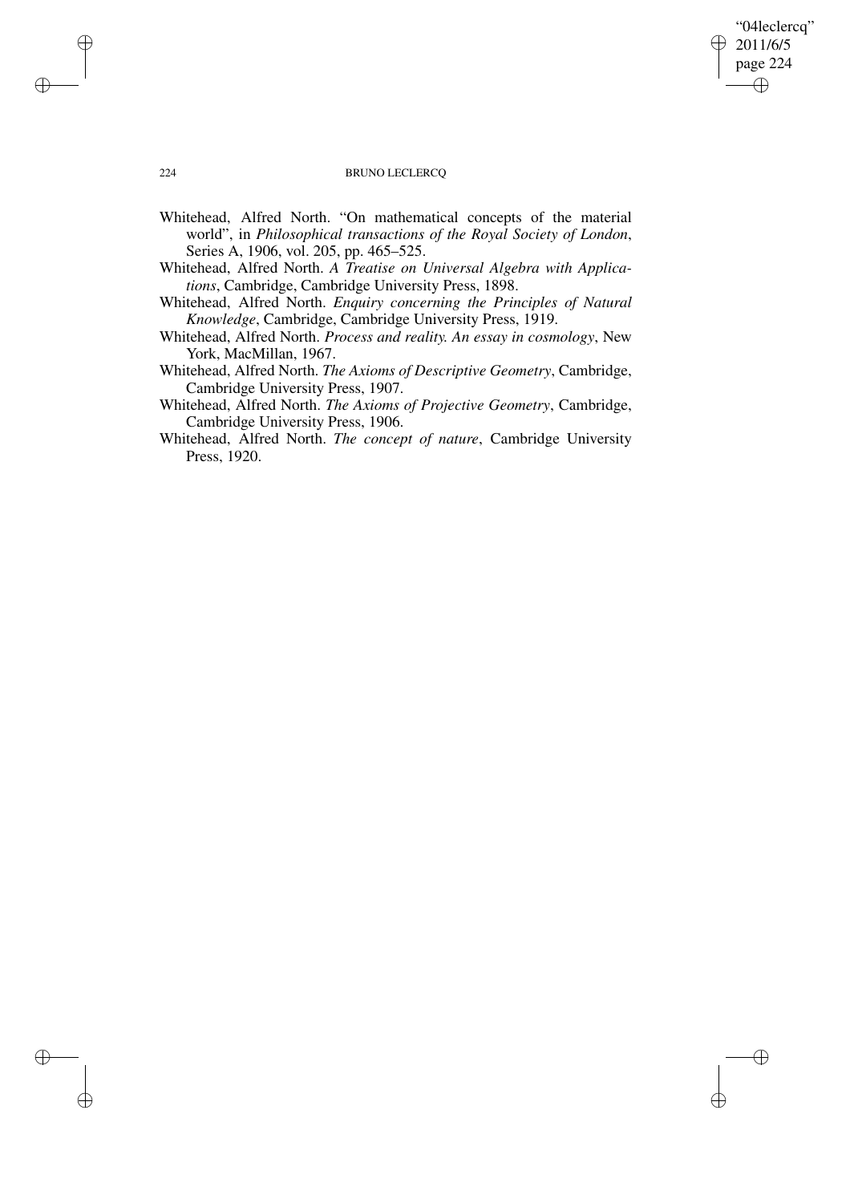Whitehead, Alfred North. "On mathematical concepts of the material world", in *Philosophical transactions of the Royal Society of London*, Series A, 1906, vol. 205, pp. 465–525.

Whitehead, Alfred North. *A Treatise on Universal Algebra with Applications*, Cambridge, Cambridge University Press, 1898.

Whitehead, Alfred North. *Enquiry concerning the Principles of Natural Knowledge*, Cambridge, Cambridge University Press, 1919.

Whitehead, Alfred North. *Process and reality. An essay in cosmology*, New York, MacMillan, 1967.

Whitehead, Alfred North. *The Axioms of Descriptive Geometry*, Cambridge, Cambridge University Press, 1907.

Whitehead, Alfred North. *The Axioms of Projective Geometry*, Cambridge, Cambridge University Press, 1906.

Whitehead, Alfred North. *The concept of nature*, Cambridge University Press, 1920.